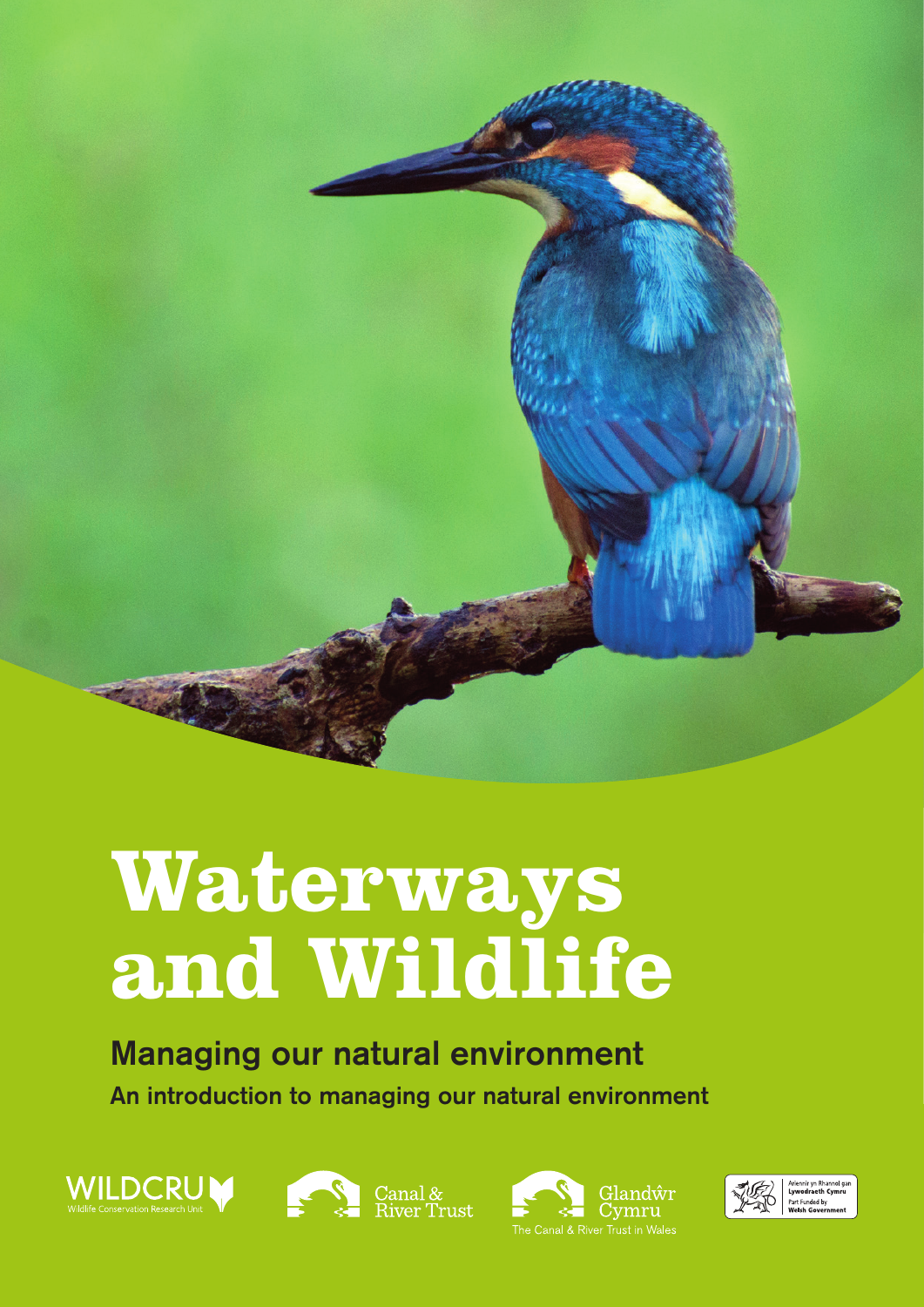# Waterways and Wildlife

## Managing our natural environment

**An introduction to managing our natural environment**

WILDCRU
Wildlife Conservation Research Unit

Canal & River Trust

Glandŵr Cymru
The Canal & River Trust in Wales

Ariennir yn Rhannol gan Lywodraeth Cymru
Part Funded by Welsh Government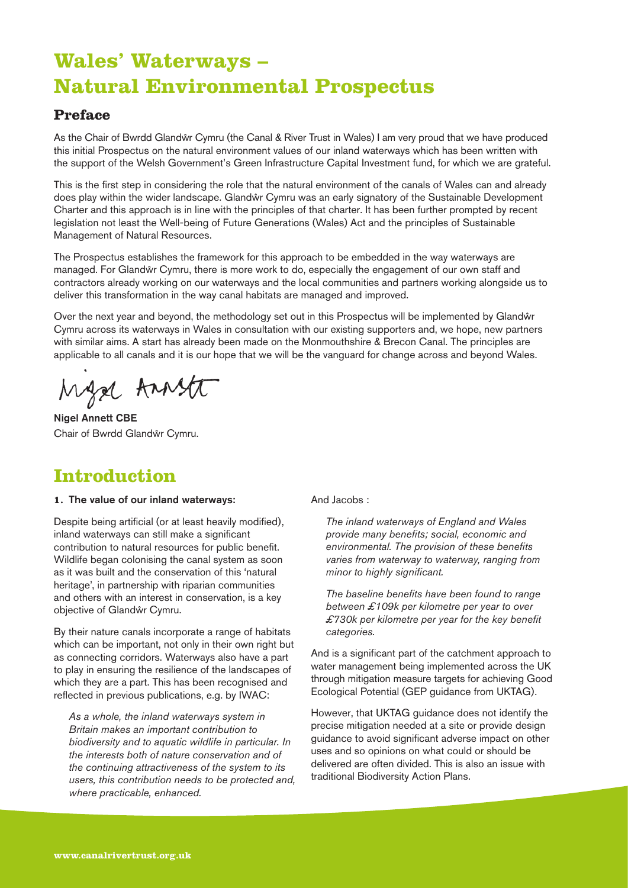# Wales' Waterways – Natural Environmental Prospectus

## Preface

As the Chair of Bwrdd Glandŵr Cymru (the Canal & River Trust in Wales) I am very proud that we have produced this initial Prospectus on the natural environment values of our inland waterways which has been written with the support of the Welsh Government's Green Infrastructure Capital Investment fund, for which we are grateful.

This is the first step in considering the role that the natural environment of the canals of Wales can and already does play within the wider landscape. Glandŵr Cymru was an early signatory of the Sustainable Development Charter and this approach is in line with the principles of that charter. It has been further prompted by recent legislation not least the Well-being of Future Generations (Wales) Act and the principles of Sustainable Management of Natural Resources.

The Prospectus establishes the framework for this approach to be embedded in the way waterways are managed. For Glandŵr Cymru, there is more work to do, especially the engagement of our own staff and contractors already working on our waterways and the local communities and partners working alongside us to deliver this transformation in the way canal habitats are managed and improved.

Over the next year and beyond, the methodology set out in this Prospectus will be implemented by Glandŵr Cymru across its waterways in Wales in consultation with our existing supporters and, we hope, new partners with similar aims. A start has already been made on the Monmouthshire & Brecon Canal. The principles are applicable to all canals and it is our hope that we will be the vanguard for change across and beyond Wales.

**Nigel Annett CBE**
Chair of Bwrdd Glandŵr Cymru.

# Introduction

**1. The value of our inland waterways:**

Despite being artificial (or at least heavily modified), inland waterways can still make a significant contribution to natural resources for public benefit. Wildlife began colonising the canal system as soon as it was built and the conservation of this 'natural heritage', in partnership with riparian communities and others with an interest in conservation, is a key objective of Glandŵr Cymru.

By their nature canals incorporate a range of habitats which can be important, not only in their own right but as connecting corridors. Waterways also have a part to play in ensuring the resilience of the landscapes of which they are a part. This has been recognised and reflected in previous publications, e.g. by IWAC:

> *As a whole, the inland waterways system in Britain makes an important contribution to biodiversity and to aquatic wildlife in particular. In the interests both of nature conservation and of the continuing attractiveness of the system to its users, this contribution needs to be protected and, where practicable, enhanced.*

And Jacobs :

> *The inland waterways of England and Wales provide many benefits; social, economic and environmental. The provision of these benefits varies from waterway to waterway, ranging from minor to highly significant.*
>
> *The baseline benefits have been found to range between £109k per kilometre per year to over £730k per kilometre per year for the key benefit categories.*

And is a significant part of the catchment approach to water management being implemented across the UK through mitigation measure targets for achieving Good Ecological Potential (GEP guidance from UKTAG).

However, that UKTAG guidance does not identify the precise mitigation needed at a site or provide design guidance to avoid significant adverse impact on other uses and so opinions on what could or should be delivered are often divided. This is also an issue with traditional Biodiversity Action Plans.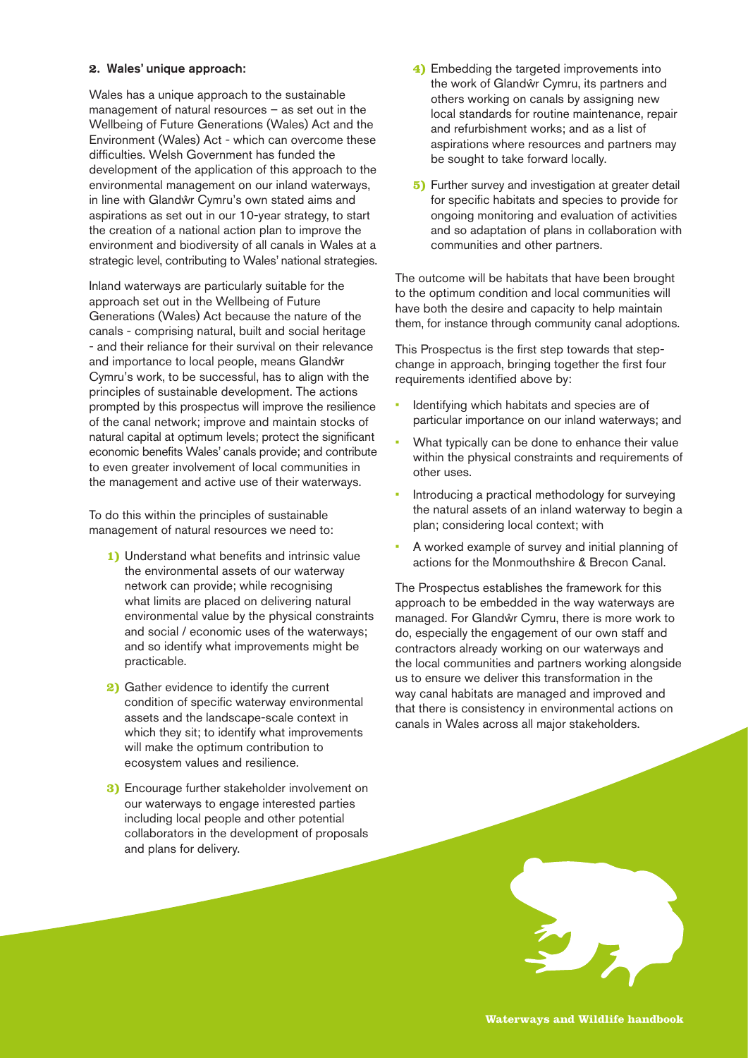## 2. Wales' unique approach:

Wales has a unique approach to the sustainable management of natural resources – as set out in the Wellbeing of Future Generations (Wales) Act and the Environment (Wales) Act - which can overcome these difficulties. Welsh Government has funded the development of the application of this approach to the environmental management on our inland waterways, in line with Glandŵr Cymru's own stated aims and aspirations as set out in our 10-year strategy, to start the creation of a national action plan to improve the environment and biodiversity of all canals in Wales at a strategic level, contributing to Wales' national strategies.

Inland waterways are particularly suitable for the approach set out in the Wellbeing of Future Generations (Wales) Act because the nature of the canals - comprising natural, built and social heritage - and their reliance for their survival on their relevance and importance to local people, means Glandŵr Cymru's work, to be successful, has to align with the principles of sustainable development. The actions prompted by this prospectus will improve the resilience of the canal network; improve and maintain stocks of natural capital at optimum levels; protect the significant economic benefits Wales' canals provide; and contribute to even greater involvement of local communities in the management and active use of their waterways.

To do this within the principles of sustainable management of natural resources we need to:

1) Understand what benefits and intrinsic value the environmental assets of our waterway network can provide; while recognising what limits are placed on delivering natural environmental value by the physical constraints and social / economic uses of the waterways; and so identify what improvements might be practicable.

2) Gather evidence to identify the current condition of specific waterway environmental assets and the landscape-scale context in which they sit; to identify what improvements will make the optimum contribution to ecosystem values and resilience.

3) Encourage further stakeholder involvement on our waterways to engage interested parties including local people and other potential collaborators in the development of proposals and plans for delivery.

4) Embedding the targeted improvements into the work of Glandŵr Cymru, its partners and others working on canals by assigning new local standards for routine maintenance, repair and refurbishment works; and as a list of aspirations where resources and partners may be sought to take forward locally.

5) Further survey and investigation at greater detail for specific habitats and species to provide for ongoing monitoring and evaluation of activities and so adaptation of plans in collaboration with communities and other partners.

The outcome will be habitats that have been brought to the optimum condition and local communities will have both the desire and capacity to help maintain them, for instance through community canal adoptions.

This Prospectus is the first step towards that step-change in approach, bringing together the first four requirements identified above by:

- Identifying which habitats and species are of particular importance on our inland waterways; and
- What typically can be done to enhance their value within the physical constraints and requirements of other uses.
- Introducing a practical methodology for surveying the natural assets of an inland waterway to begin a plan; considering local context; with
- A worked example of survey and initial planning of actions for the Monmouthshire & Brecon Canal.

The Prospectus establishes the framework for this approach to be embedded in the way waterways are managed. For Glandŵr Cymru, there is more work to do, especially the engagement of our own staff and contractors already working on our waterways and the local communities and partners working alongside us to ensure we deliver this transformation in the way canal habitats are managed and improved and that there is consistency in environmental actions on canals in Wales across all major stakeholders.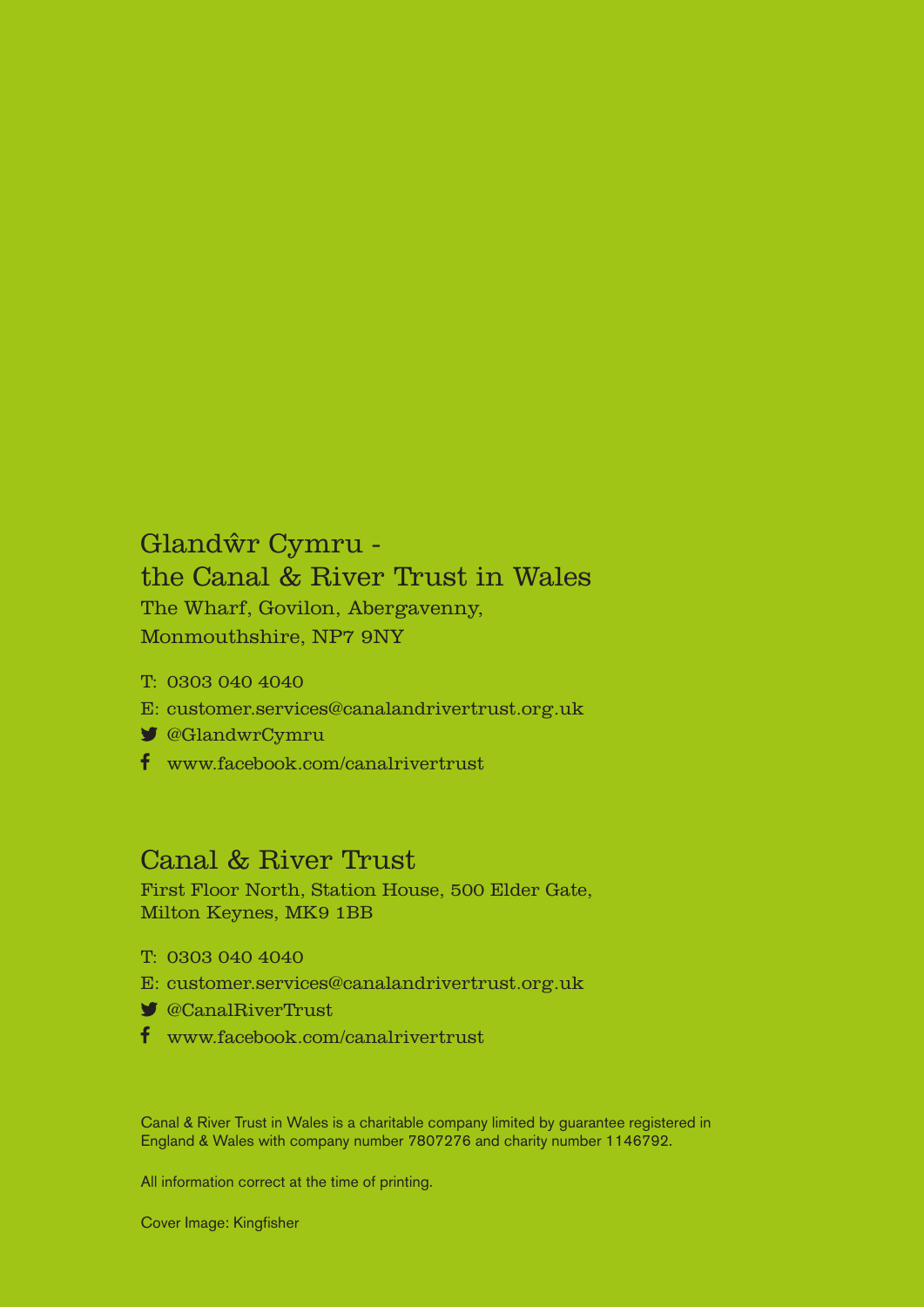## Glandŵr Cymru - the Canal & River Trust in Wales

The Wharf, Govilon, Abergavenny,
Monmouthshire, NP7 9NY

T: 0303 040 4040
E: customer.services@canalandrivertrust.org.uk
@GlandwrCymru
www.facebook.com/canalrivertrust

## Canal & River Trust

First Floor North, Station House, 500 Elder Gate,
Milton Keynes, MK9 1BB

T: 0303 040 4040
E: customer.services@canalandrivertrust.org.uk
@CanalRiverTrust
www.facebook.com/canalrivertrust

Canal & River Trust in Wales is a charitable company limited by guarantee registered in England & Wales with company number 7807276 and charity number 1146792.

All information correct at the time of printing.

Cover Image: Kingfisher